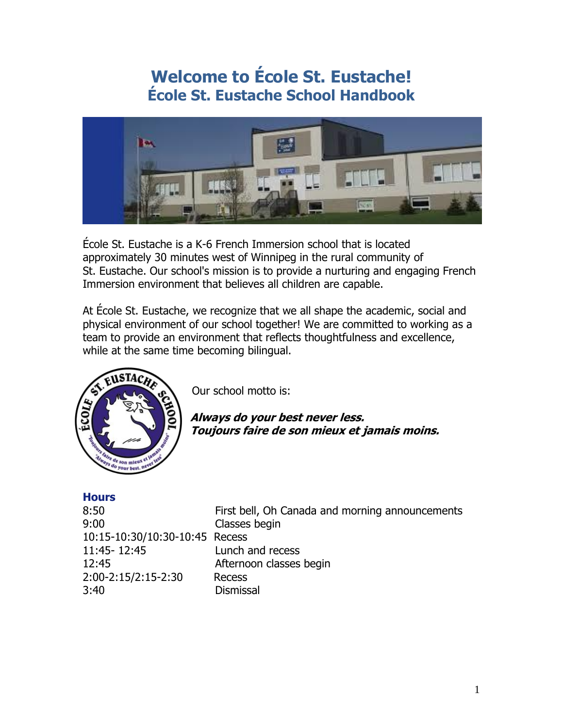# Welcome to École St. Eustache!
## École St. Eustache School Handbook

École St. Eustache is a K-6 French Immersion school that is located approximately 30 minutes west of Winnipeg in the rural community of St. Eustache. Our school's mission is to provide a nurturing and engaging French Immersion environment that believes all children are capable.

At École St. Eustache, we recognize that we all shape the academic, social and physical environment of our school together! We are committed to working as a team to provide an environment that reflects thoughtfulness and excellence, while at the same time becoming bilingual.

Our school motto is:

***Always do your best never less.***
***Toujours faire de son mieux et jamais moins.***

### Hours

| | |
|---|---|
| 8:50 | First bell, Oh Canada and morning announcements |
| 9:00 | Classes begin |
| 10:15-10:30/10:30-10:45 | Recess |
| 11:45- 12:45 | Lunch and recess |
| 12:45 | Afternoon classes begin |
| 2:00-2:15/2:15-2:30 | Recess |
| 3:40 | Dismissal |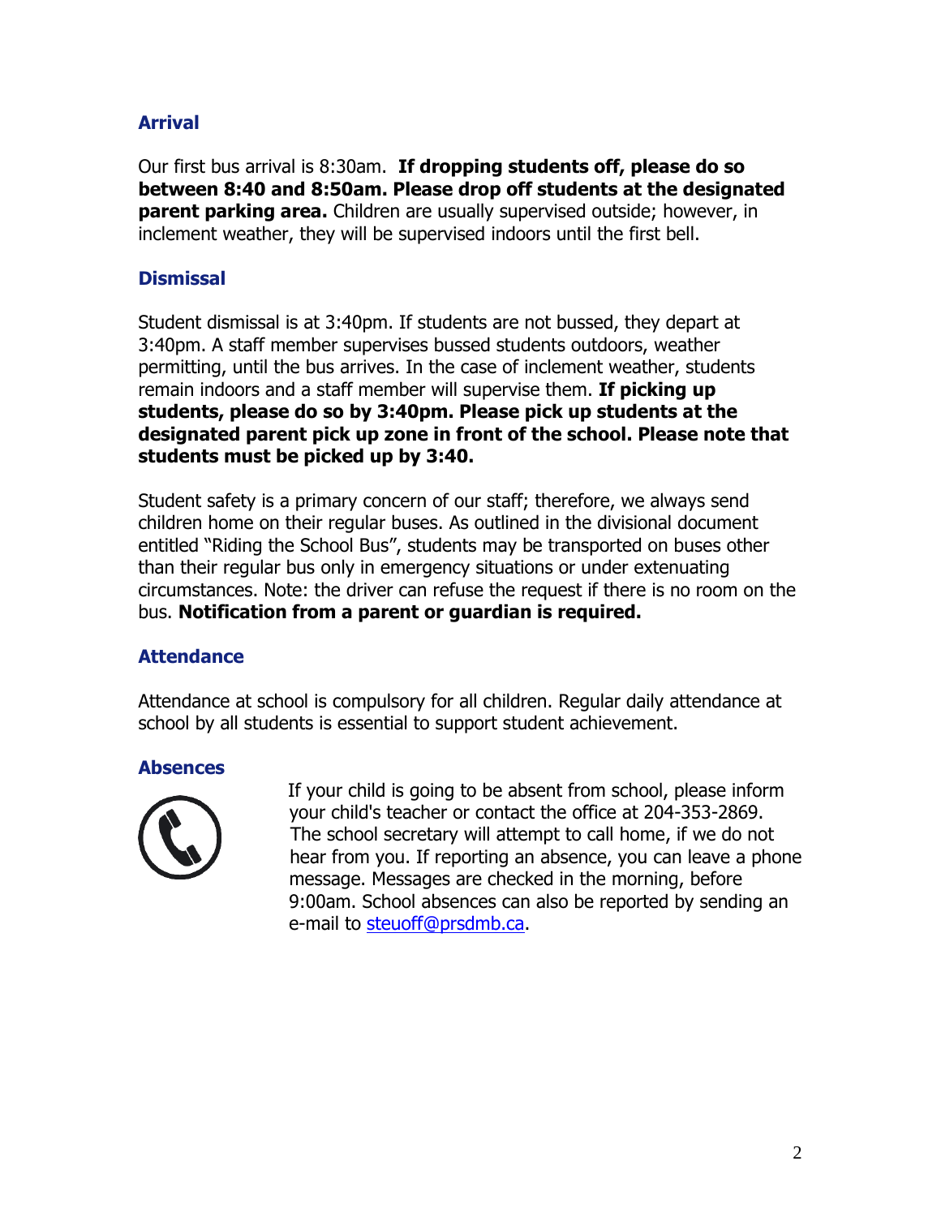## Arrival

Our first bus arrival is 8:30am. **If dropping students off, please do so between 8:40 and 8:50am. Please drop off students at the designated parent parking area.** Children are usually supervised outside; however, in inclement weather, they will be supervised indoors until the first bell.

## Dismissal

Student dismissal is at 3:40pm. If students are not bussed, they depart at 3:40pm. A staff member supervises bussed students outdoors, weather permitting, until the bus arrives. In the case of inclement weather, students remain indoors and a staff member will supervise them. **If picking up students, please do so by 3:40pm. Please pick up students at the designated parent pick up zone in front of the school. Please note that students must be picked up by 3:40.**

Student safety is a primary concern of our staff; therefore, we always send children home on their regular buses. As outlined in the divisional document entitled "Riding the School Bus", students may be transported on buses other than their regular bus only in emergency situations or under extenuating circumstances. Note: the driver can refuse the request if there is no room on the bus. **Notification from a parent or guardian is required.**

## Attendance

Attendance at school is compulsory for all children. Regular daily attendance at school by all students is essential to support student achievement.

## Absences

If your child is going to be absent from school, please inform your child's teacher or contact the office at 204-353-2869. The school secretary will attempt to call home, if we do not hear from you. If reporting an absence, you can leave a phone message. Messages are checked in the morning, before 9:00am. School absences can also be reported by sending an e-mail to steuoff@prsdmb.ca.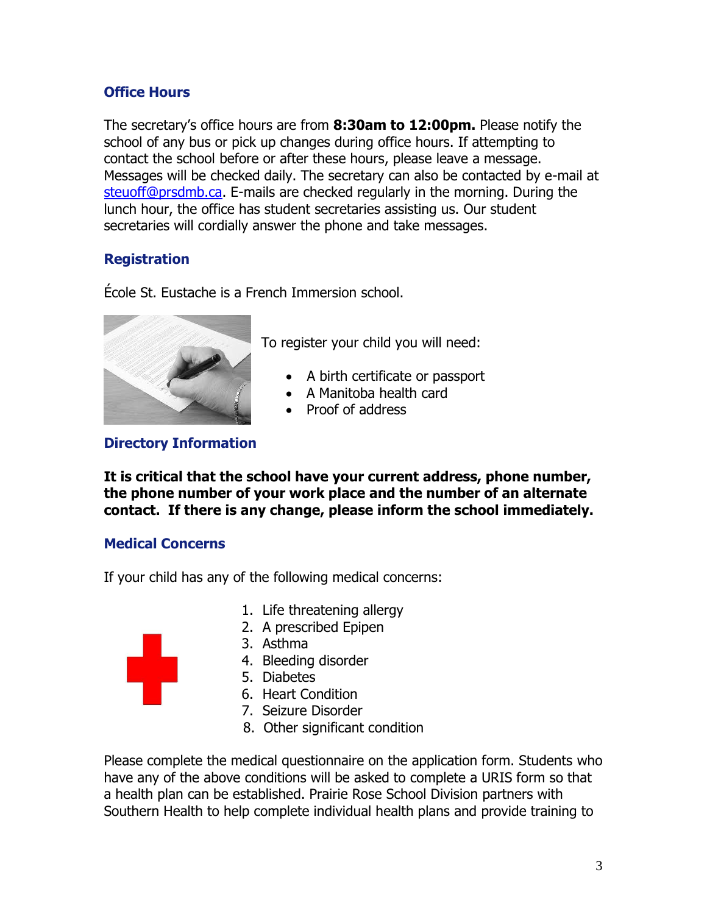## Office Hours

The secretary's office hours are from **8:30am to 12:00pm.** Please notify the school of any bus or pick up changes during office hours. If attempting to contact the school before or after these hours, please leave a message. Messages will be checked daily. The secretary can also be contacted by e-mail at steuoff@prsdmb.ca. E-mails are checked regularly in the morning. During the lunch hour, the office has student secretaries assisting us. Our student secretaries will cordially answer the phone and take messages.

## Registration

École St. Eustache is a French Immersion school.

To register your child you will need:

- A birth certificate or passport
- A Manitoba health card
- Proof of address

## Directory Information

**It is critical that the school have your current address, phone number, the phone number of your work place and the number of an alternate contact. If there is any change, please inform the school immediately.**

## Medical Concerns

If your child has any of the following medical concerns:

1. Life threatening allergy
2. A prescribed Epipen
3. Asthma
4. Bleeding disorder
5. Diabetes
6. Heart Condition
7. Seizure Disorder
8. Other significant condition

Please complete the medical questionnaire on the application form. Students who have any of the above conditions will be asked to complete a URIS form so that a health plan can be established. Prairie Rose School Division partners with Southern Health to help complete individual health plans and provide training to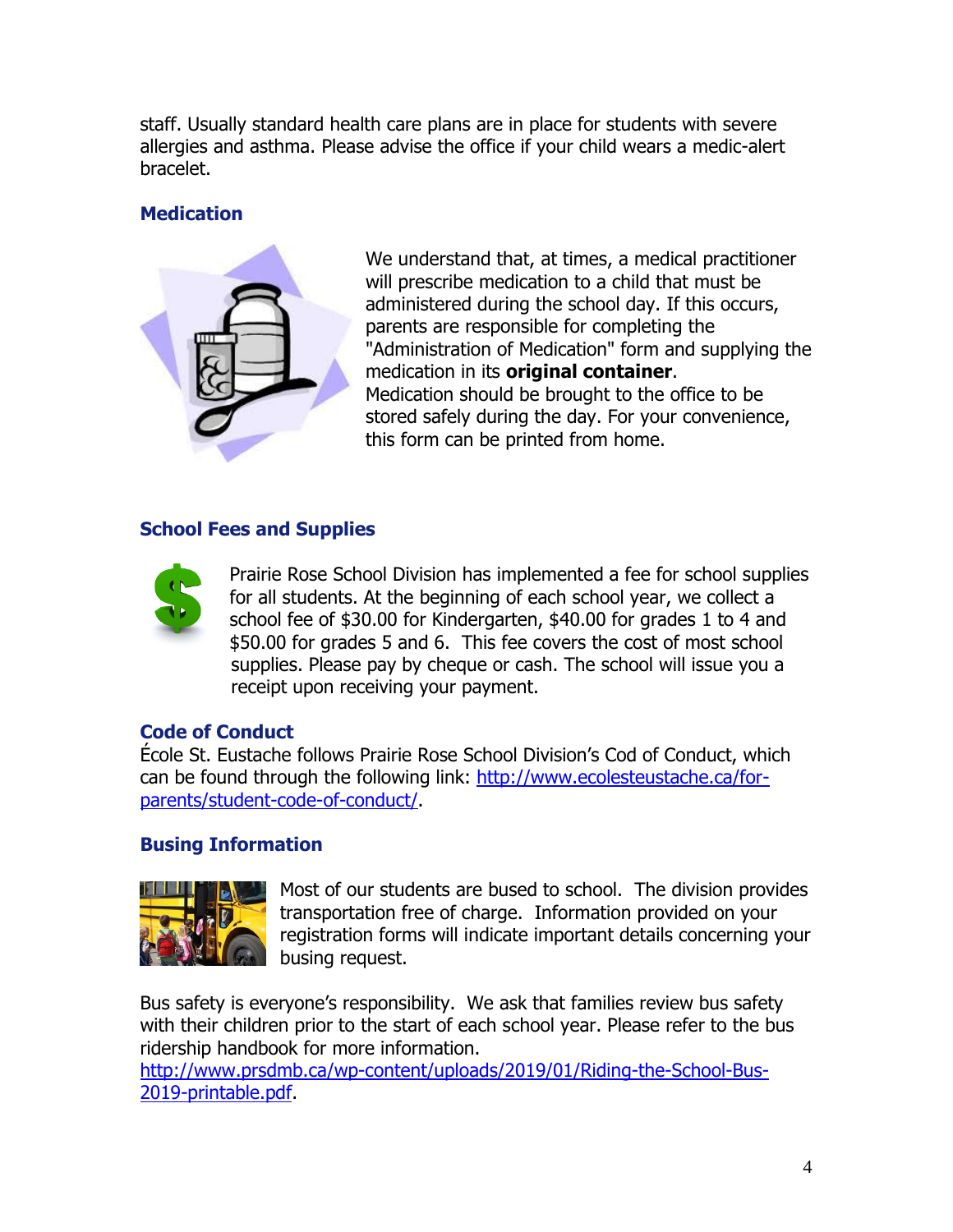staff. Usually standard health care plans are in place for students with severe allergies and asthma. Please advise the office if your child wears a medic-alert bracelet.

### Medication

We understand that, at times, a medical practitioner will prescribe medication to a child that must be administered during the school day. If this occurs, parents are responsible for completing the "Administration of Medication" form and supplying the medication in its **original container**. Medication should be brought to the office to be stored safely during the day. For your convenience, this form can be printed from home.

### School Fees and Supplies

Prairie Rose School Division has implemented a fee for school supplies for all students. At the beginning of each school year, we collect a school fee of $30.00 for Kindergarten, $40.00 for grades 1 to 4 and $50.00 for grades 5 and 6. This fee covers the cost of most school supplies. Please pay by cheque or cash. The school will issue you a receipt upon receiving your payment.

### Code of Conduct

École St. Eustache follows Prairie Rose School Division's Cod of Conduct, which can be found through the following link: [http://www.ecolesteustache.ca/for-parents/student-code-of-conduct/](http://www.ecolesteustache.ca/for-parents/student-code-of-conduct/).

### Busing Information

Most of our students are bused to school. The division provides transportation free of charge. Information provided on your registration forms will indicate important details concerning your busing request.

Bus safety is everyone's responsibility. We ask that families review bus safety with their children prior to the start of each school year. Please refer to the bus ridership handbook for more information.
[http://www.prsdmb.ca/wp-content/uploads/2019/01/Riding-the-School-Bus-2019-printable.pdf](http://www.prsdmb.ca/wp-content/uploads/2019/01/Riding-the-School-Bus-2019-printable.pdf).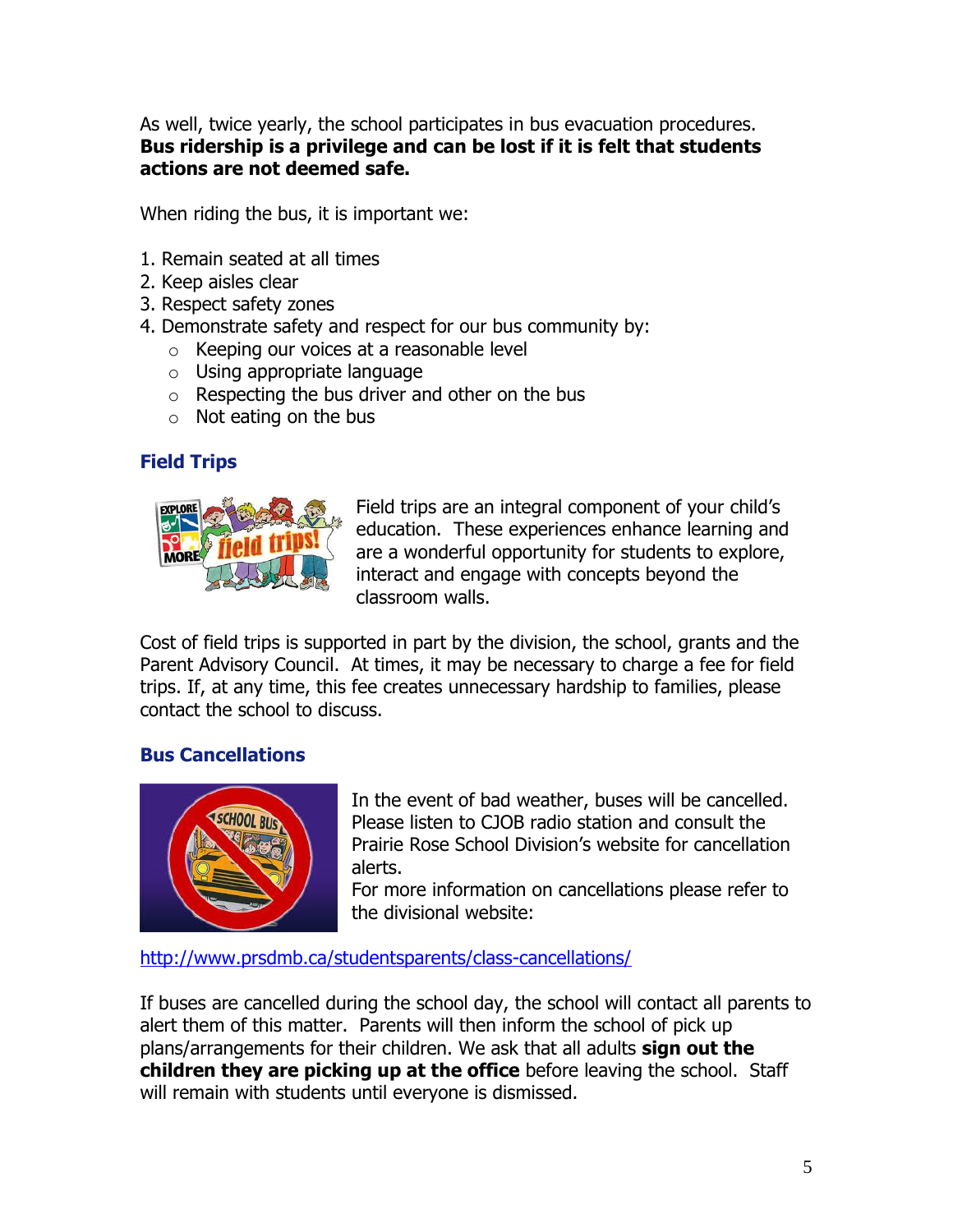As well, twice yearly, the school participates in bus evacuation procedures. **Bus ridership is a privilege and can be lost if it is felt that students actions are not deemed safe.**

When riding the bus, it is important we:

1. Remain seated at all times
2. Keep aisles clear
3. Respect safety zones
4. Demonstrate safety and respect for our bus community by:
   - Keeping our voices at a reasonable level
   - Using appropriate language
   - Respecting the bus driver and other on the bus
   - Not eating on the bus

### Field Trips

Field trips are an integral component of your child's education. These experiences enhance learning and are a wonderful opportunity for students to explore, interact and engage with concepts beyond the classroom walls.

Cost of field trips is supported in part by the division, the school, grants and the Parent Advisory Council. At times, it may be necessary to charge a fee for field trips. If, at any time, this fee creates unnecessary hardship to families, please contact the school to discuss.

### Bus Cancellations

In the event of bad weather, buses will be cancelled. Please listen to CJOB radio station and consult the Prairie Rose School Division's website for cancellation alerts.
For more information on cancellations please refer to the divisional website:

http://www.prsdmb.ca/studentsparents/class-cancellations/

If buses are cancelled during the school day, the school will contact all parents to alert them of this matter. Parents will then inform the school of pick up plans/arrangements for their children. We ask that all adults **sign out the children they are picking up at the office** before leaving the school. Staff will remain with students until everyone is dismissed.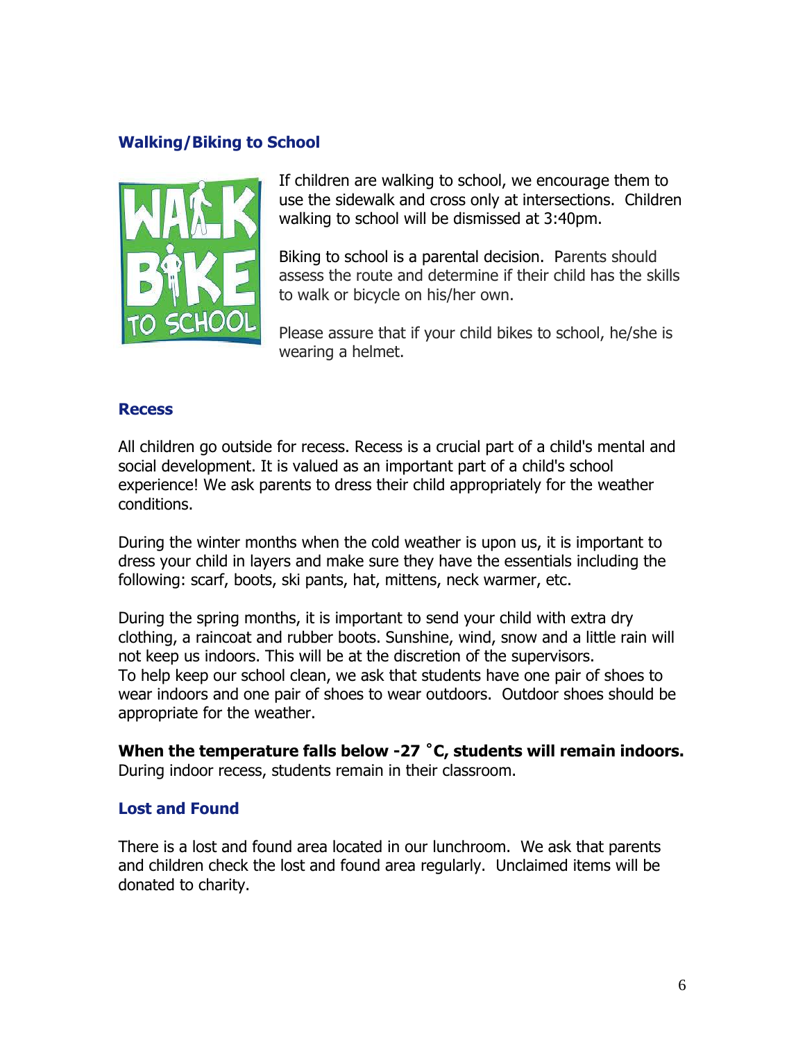### Walking/Biking to School

If children are walking to school, we encourage them to use the sidewalk and cross only at intersections. Children walking to school will be dismissed at 3:40pm.

Biking to school is a parental decision. Parents should assess the route and determine if their child has the skills to walk or bicycle on his/her own.

Please assure that if your child bikes to school, he/she is wearing a helmet.

### Recess

All children go outside for recess. Recess is a crucial part of a child's mental and social development. It is valued as an important part of a child's school experience! We ask parents to dress their child appropriately for the weather conditions.

During the winter months when the cold weather is upon us, it is important to dress your child in layers and make sure they have the essentials including the following: scarf, boots, ski pants, hat, mittens, neck warmer, etc.

During the spring months, it is important to send your child with extra dry clothing, a raincoat and rubber boots. Sunshine, wind, snow and a little rain will not keep us indoors. This will be at the discretion of the supervisors.
To help keep our school clean, we ask that students have one pair of shoes to wear indoors and one pair of shoes to wear outdoors. Outdoor shoes should be appropriate for the weather.

**When the temperature falls below -27 ˚C, students will remain indoors.**
During indoor recess, students remain in their classroom.

### Lost and Found

There is a lost and found area located in our lunchroom. We ask that parents and children check the lost and found area regularly. Unclaimed items will be donated to charity.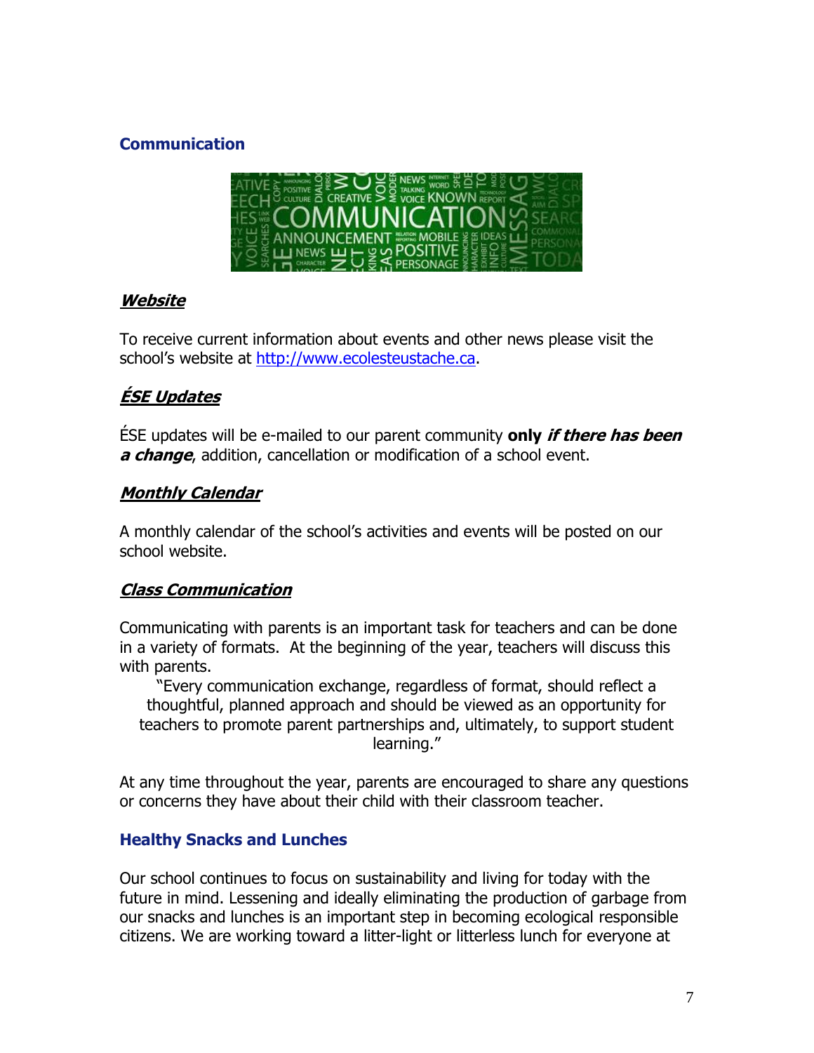## Communication

### ***Website***

To receive current information about events and other news please visit the school's website at http://www.ecolesteustache.ca.

### ***ÉSE Updates***

ÉSE updates will be e-mailed to our parent community **only** ***if there has been a change***, addition, cancellation or modification of a school event.

### ***Monthly Calendar***

A monthly calendar of the school's activities and events will be posted on our school website.

### ***Class Communication***

Communicating with parents is an important task for teachers and can be done in a variety of formats. At the beginning of the year, teachers will discuss this with parents.

> "Every communication exchange, regardless of format, should reflect a thoughtful, planned approach and should be viewed as an opportunity for teachers to promote parent partnerships and, ultimately, to support student learning."

At any time throughout the year, parents are encouraged to share any questions or concerns they have about their child with their classroom teacher.

## Healthy Snacks and Lunches

Our school continues to focus on sustainability and living for today with the future in mind. Lessening and ideally eliminating the production of garbage from our snacks and lunches is an important step in becoming ecological responsible citizens. We are working toward a litter-light or litterless lunch for everyone at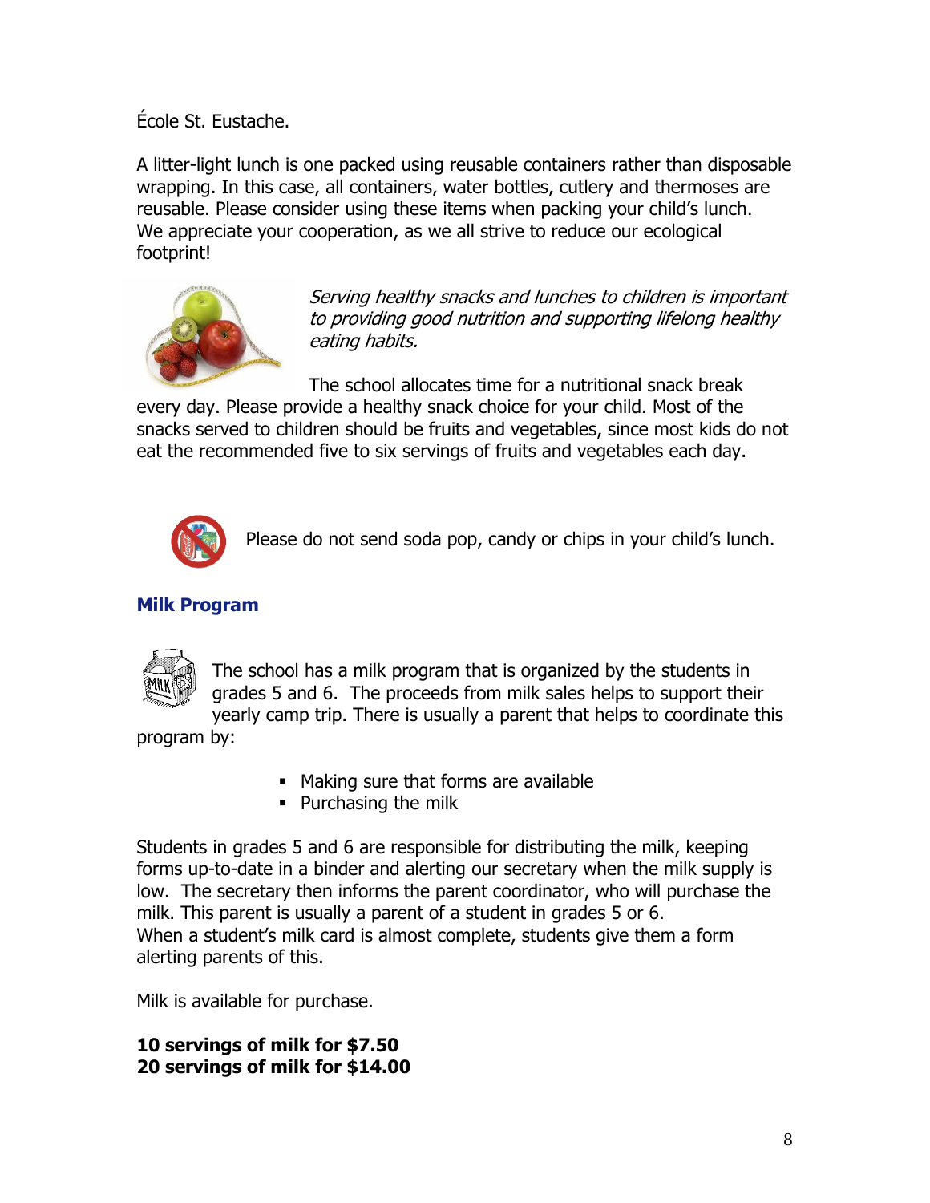École St. Eustache.

A litter-light lunch is one packed using reusable containers rather than disposable wrapping. In this case, all containers, water bottles, cutlery and thermoses are reusable. Please consider using these items when packing your child's lunch. We appreciate your cooperation, as we all strive to reduce our ecological footprint!

*Serving healthy snacks and lunches to children is important to providing good nutrition and supporting lifelong healthy eating habits.*

The school allocates time for a nutritional snack break every day. Please provide a healthy snack choice for your child. Most of the snacks served to children should be fruits and vegetables, since most kids do not eat the recommended five to six servings of fruits and vegetables each day.

Please do not send soda pop, candy or chips in your child's lunch.

### Milk Program

The school has a milk program that is organized by the students in grades 5 and 6. The proceeds from milk sales helps to support their yearly camp trip. There is usually a parent that helps to coordinate this program by:

- Making sure that forms are available
- Purchasing the milk

Students in grades 5 and 6 are responsible for distributing the milk, keeping forms up-to-date in a binder and alerting our secretary when the milk supply is low. The secretary then informs the parent coordinator, who will purchase the milk. This parent is usually a parent of a student in grades 5 or 6.
When a student's milk card is almost complete, students give them a form alerting parents of this.

Milk is available for purchase.

**10 servings of milk for $7.50**
**20 servings of milk for $14.00**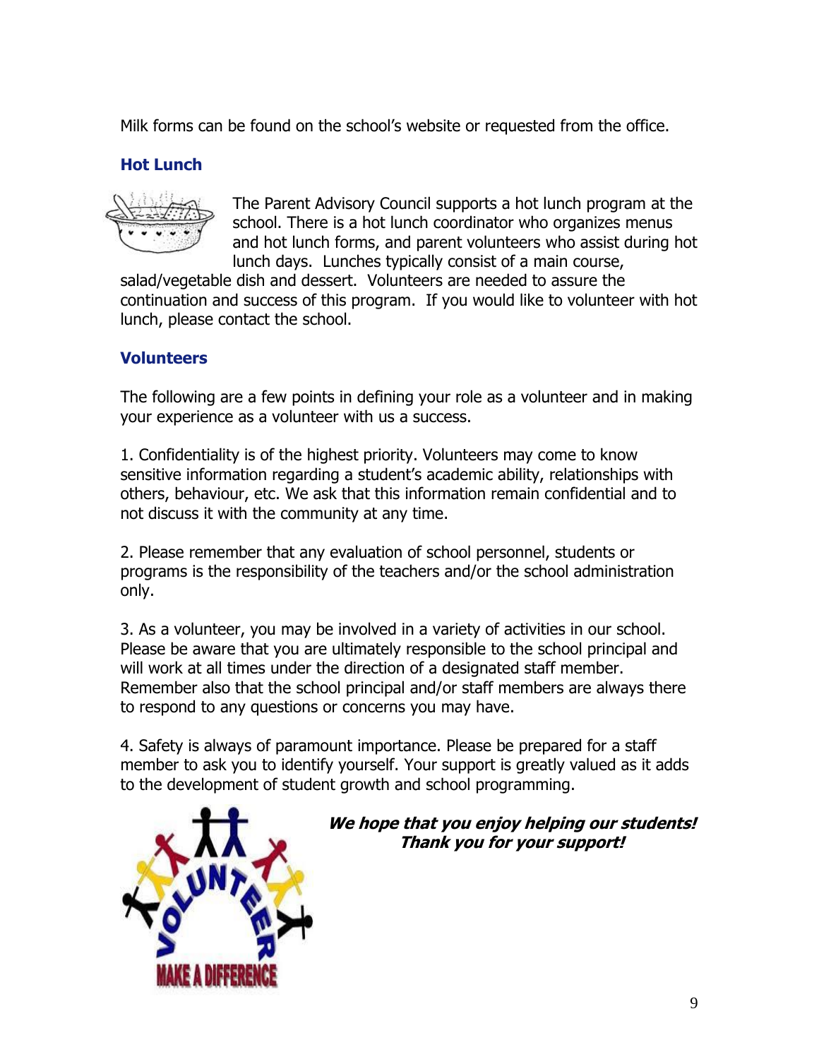Milk forms can be found on the school's website or requested from the office.

### Hot Lunch

The Parent Advisory Council supports a hot lunch program at the school. There is a hot lunch coordinator who organizes menus and hot lunch forms, and parent volunteers who assist during hot lunch days. Lunches typically consist of a main course, salad/vegetable dish and dessert. Volunteers are needed to assure the continuation and success of this program. If you would like to volunteer with hot lunch, please contact the school.

### Volunteers

The following are a few points in defining your role as a volunteer and in making your experience as a volunteer with us a success.

1. Confidentiality is of the highest priority. Volunteers may come to know sensitive information regarding a student's academic ability, relationships with others, behaviour, etc. We ask that this information remain confidential and to not discuss it with the community at any time.

2. Please remember that any evaluation of school personnel, students or programs is the responsibility of the teachers and/or the school administration only.

3. As a volunteer, you may be involved in a variety of activities in our school. Please be aware that you are ultimately responsible to the school principal and will work at all times under the direction of a designated staff member. Remember also that the school principal and/or staff members are always there to respond to any questions or concerns you may have.

4. Safety is always of paramount importance. Please be prepared for a staff member to ask you to identify yourself. Your support is greatly valued as it adds to the development of student growth and school programming.

***We hope that you enjoy helping our students!***
***Thank you for your support!***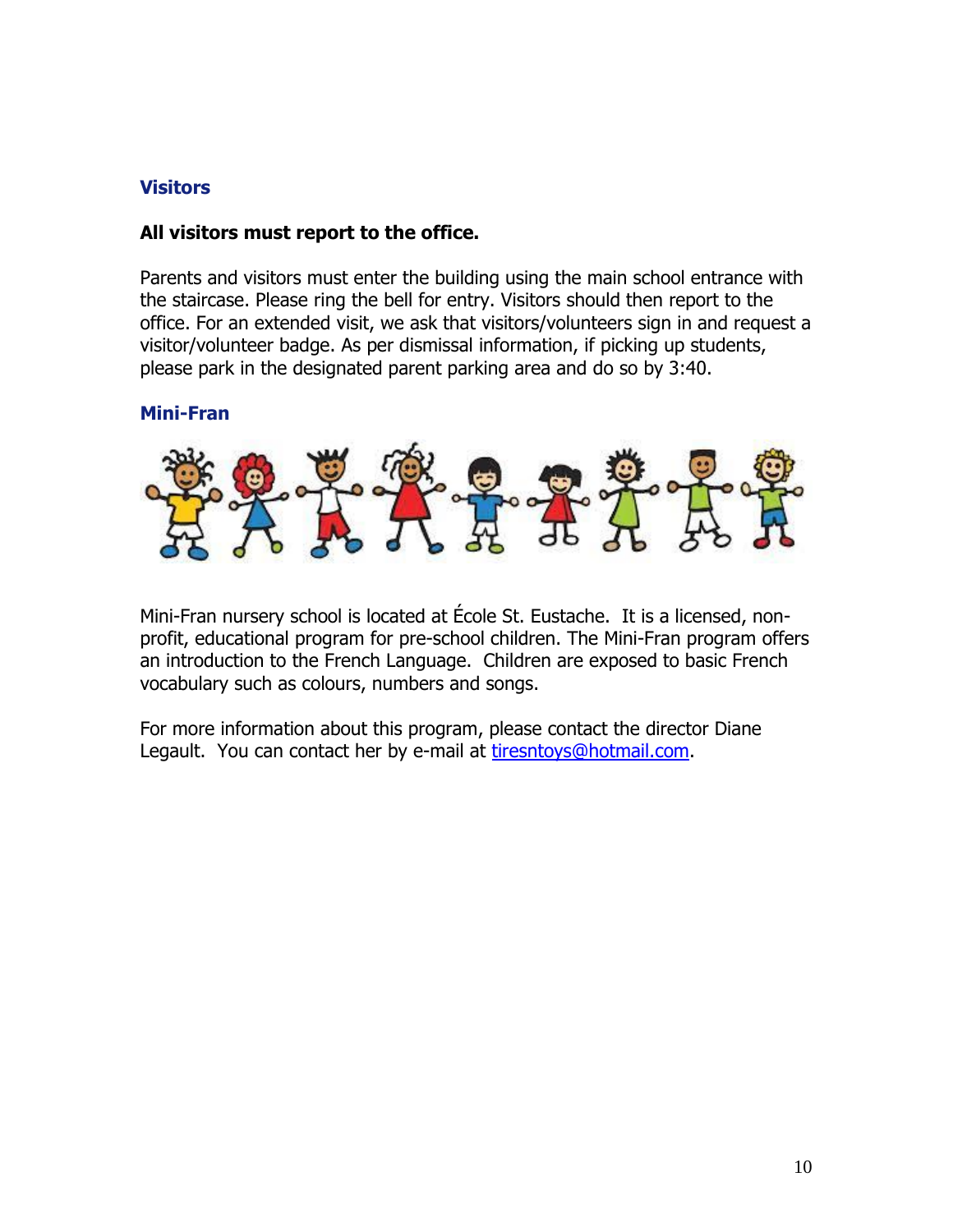## Visitors

**All visitors must report to the office.**

Parents and visitors must enter the building using the main school entrance with the staircase. Please ring the bell for entry. Visitors should then report to the office. For an extended visit, we ask that visitors/volunteers sign in and request a visitor/volunteer badge. As per dismissal information, if picking up students, please park in the designated parent parking area and do so by 3:40.

## Mini-Fran

Mini-Fran nursery school is located at École St. Eustache. It is a licensed, non-profit, educational program for pre-school children. The Mini-Fran program offers an introduction to the French Language. Children are exposed to basic French vocabulary such as colours, numbers and songs.

For more information about this program, please contact the director Diane Legault. You can contact her by e-mail at tiresntoys@hotmail.com.